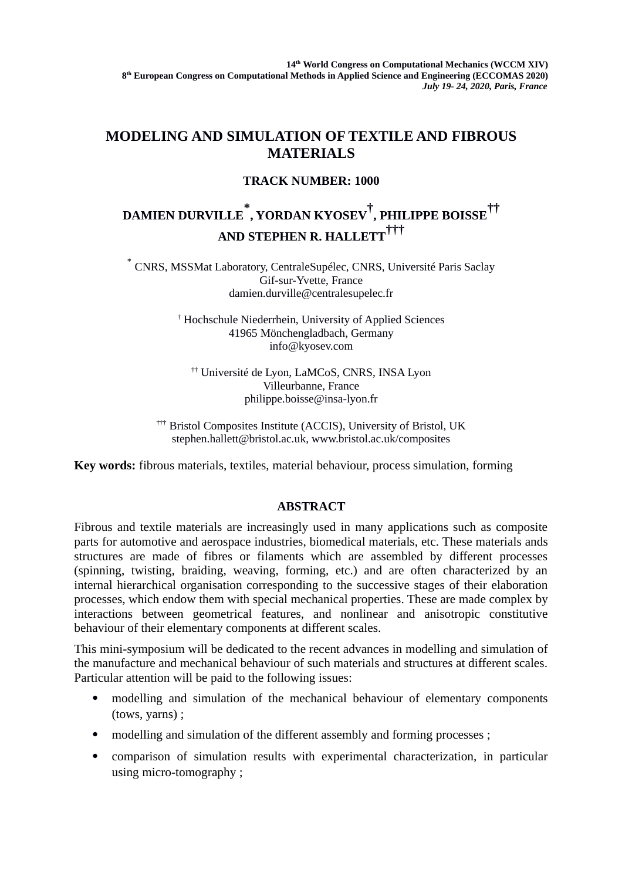14th World Congress on Computational Mechanics (WCCM XIV)
8th European Congress on Computational Methods in Applied Science and Engineering (ECCOMAS 2020)
*July 19- 24, 2020, Paris, France*

# MODELING AND SIMULATION OF TEXTILE AND FIBROUS MATERIALS

## TRACK NUMBER: 1000

**DAMIEN DURVILLE[*], YORDAN KYOSEV[†], PHILIPPE BOISSE[††] AND STEPHEN R. HALLETT[†††]**

[*] CNRS, MSSMat Laboratory, CentraleSupélec, CNRS, Université Paris Saclay
Gif-sur-Yvette, France
damien.durville@centralesupelec.fr

[†] Hochschule Niederrhein, University of Applied Sciences
41965 Mönchengladbach, Germany
info@kyosev.com

[††] Université de Lyon, LaMCoS, CNRS, INSA Lyon
Villeurbanne, France
philippe.boisse@insa-lyon.fr

[†††] Bristol Composites Institute (ACCIS), University of Bristol, UK
stephen.hallett@bristol.ac.uk, www.bristol.ac.uk/composites

**Key words:** fibrous materials, textiles, material behaviour, process simulation, forming

## ABSTRACT

Fibrous and textile materials are increasingly used in many applications such as composite parts for automotive and aerospace industries, biomedical materials, etc. These materials ands structures are made of fibres or filaments which are assembled by different processes (spinning, twisting, braiding, weaving, forming, etc.) and are often characterized by an internal hierarchical organisation corresponding to the successive stages of their elaboration processes, which endow them with special mechanical properties. These are made complex by interactions between geometrical features, and nonlinear and anisotropic constitutive behaviour of their elementary components at different scales.

This mini-symposium will be dedicated to the recent advances in modelling and simulation of the manufacture and mechanical behaviour of such materials and structures at different scales. Particular attention will be paid to the following issues:

- modelling and simulation of the mechanical behaviour of elementary components (tows, yarns) ;
- modelling and simulation of the different assembly and forming processes ;
- comparison of simulation results with experimental characterization, in particular using micro-tomography ;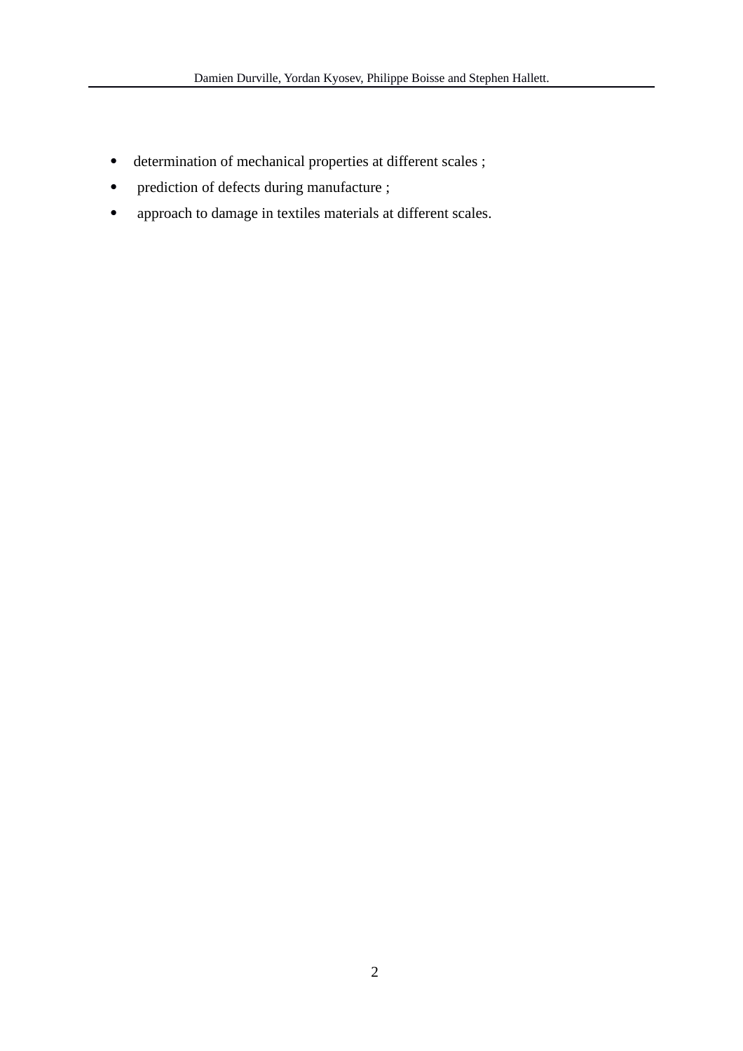- determination of mechanical properties at different scales ;
- prediction of defects during manufacture ;
- approach to damage in textiles materials at different scales.